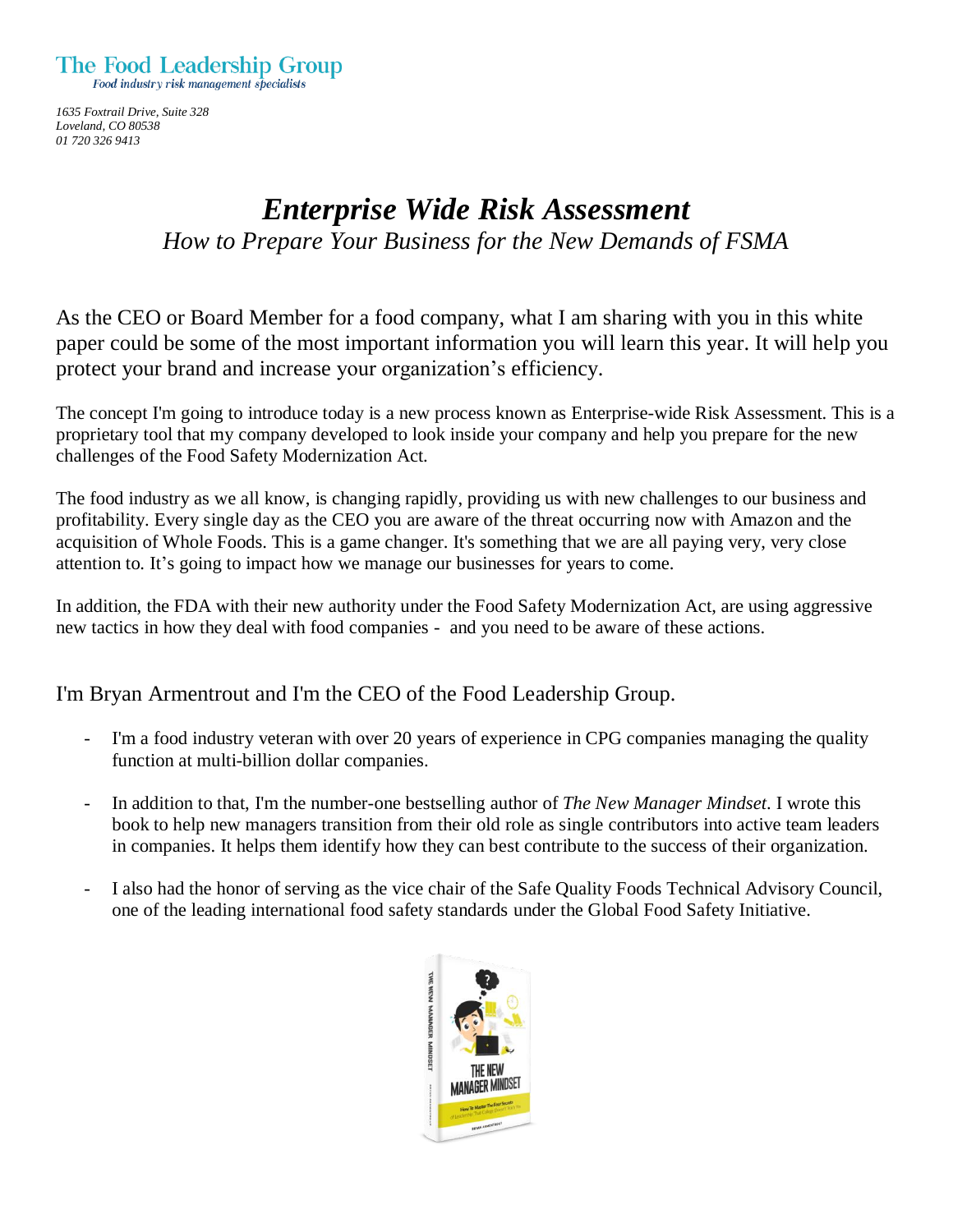The Food Leadership Group

*Food industry risk management specialists*

*1635 Foxtrail Drive, Suite 328*
*Loveland, CO 80538*
*01 720 326 9413*

# *Enterprise Wide Risk Assessment*

## *How to Prepare Your Business for the New Demands of FSMA*

As the CEO or Board Member for a food company, what I am sharing with you in this white paper could be some of the most important information you will learn this year. It will help you protect your brand and increase your organization's efficiency.

The concept I'm going to introduce today is a new process known as Enterprise-wide Risk Assessment. This is a proprietary tool that my company developed to look inside your company and help you prepare for the new challenges of the Food Safety Modernization Act.

The food industry as we all know, is changing rapidly, providing us with new challenges to our business and profitability. Every single day as the CEO you are aware of the threat occurring now with Amazon and the acquisition of Whole Foods. This is a game changer. It's something that we are all paying very, very close attention to. It's going to impact how we manage our businesses for years to come.

In addition, the FDA with their new authority under the Food Safety Modernization Act, are using aggressive new tactics in how they deal with food companies - and you need to be aware of these actions.

I'm Bryan Armentrout and I'm the CEO of the Food Leadership Group.

- I'm a food industry veteran with over 20 years of experience in CPG companies managing the quality function at multi-billion dollar companies.
- In addition to that, I'm the number-one bestselling author of *The New Manager Mindset*. I wrote this book to help new managers transition from their old role as single contributors into active team leaders in companies. It helps them identify how they can best contribute to the success of their organization.
- I also had the honor of serving as the vice chair of the Safe Quality Foods Technical Advisory Council, one of the leading international food safety standards under the Global Food Safety Initiative.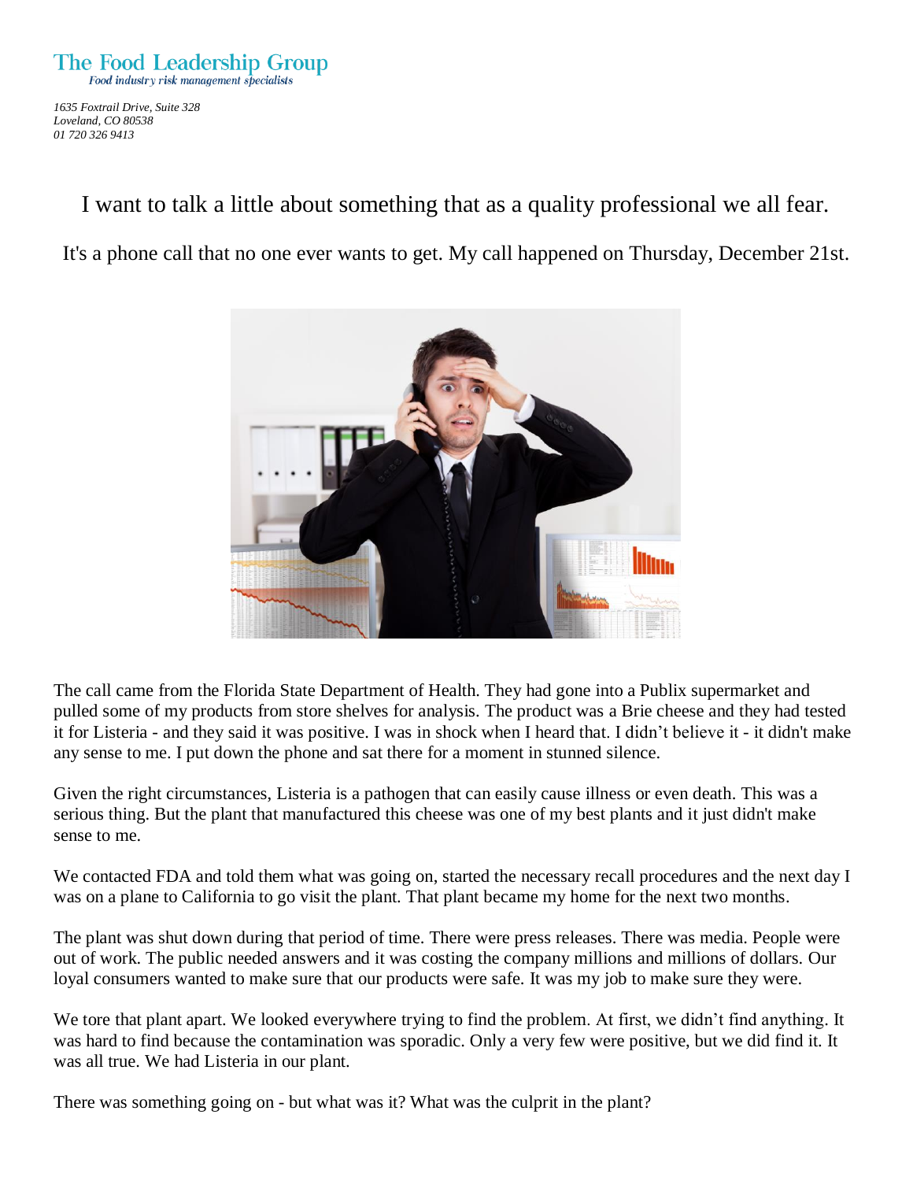The Food Leadership Group
*Food industry risk management specialists*

*1635 Foxtrail Drive, Suite 328*
*Loveland, CO 80538*
*01 720 326 9413*

I want to talk a little about something that as a quality professional we all fear.

It's a phone call that no one ever wants to get. My call happened on Thursday, December 21st.

The call came from the Florida State Department of Health. They had gone into a Publix supermarket and pulled some of my products from store shelves for analysis. The product was a Brie cheese and they had tested it for Listeria - and they said it was positive. I was in shock when I heard that. I didn't believe it - it didn't make any sense to me. I put down the phone and sat there for a moment in stunned silence.

Given the right circumstances, Listeria is a pathogen that can easily cause illness or even death. This was a serious thing. But the plant that manufactured this cheese was one of my best plants and it just didn't make sense to me.

We contacted FDA and told them what was going on, started the necessary recall procedures and the next day I was on a plane to California to go visit the plant. That plant became my home for the next two months.

The plant was shut down during that period of time. There were press releases. There was media. People were out of work. The public needed answers and it was costing the company millions and millions of dollars. Our loyal consumers wanted to make sure that our products were safe. It was my job to make sure they were.

We tore that plant apart. We looked everywhere trying to find the problem. At first, we didn't find anything. It was hard to find because the contamination was sporadic. Only a very few were positive, but we did find it. It was all true. We had Listeria in our plant.

There was something going on - but what was it? What was the culprit in the plant?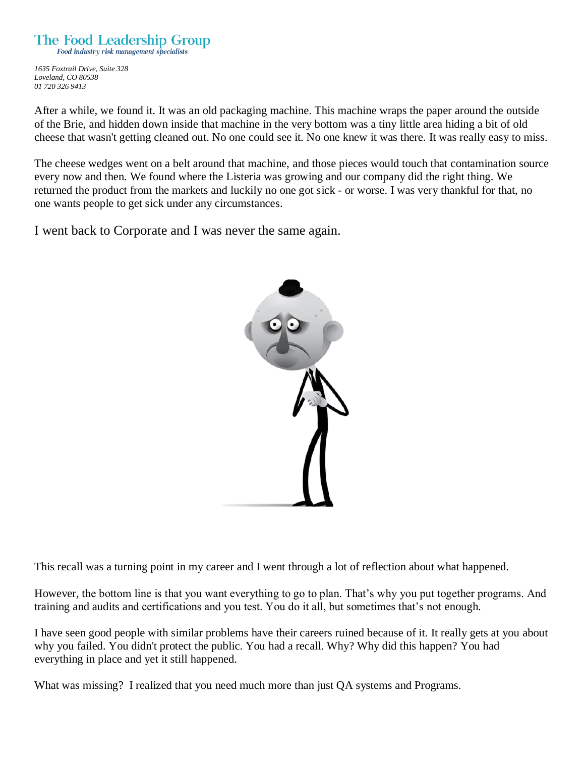After a while, we found it. It was an old packaging machine. This machine wraps the paper around the outside of the Brie, and hidden down inside that machine in the very bottom was a tiny little area hiding a bit of old cheese that wasn't getting cleaned out. No one could see it. No one knew it was there. It was really easy to miss.

The cheese wedges went on a belt around that machine, and those pieces would touch that contamination source every now and then. We found where the Listeria was growing and our company did the right thing. We returned the product from the markets and luckily no one got sick - or worse. I was very thankful for that, no one wants people to get sick under any circumstances.

I went back to Corporate and I was never the same again.

This recall was a turning point in my career and I went through a lot of reflection about what happened.

However, the bottom line is that you want everything to go to plan. That's why you put together programs. And training and audits and certifications and you test. You do it all, but sometimes that's not enough.

I have seen good people with similar problems have their careers ruined because of it. It really gets at you about why you failed. You didn't protect the public. You had a recall. Why? Why did this happen? You had everything in place and yet it still happened.

What was missing? I realized that you need much more than just QA systems and Programs.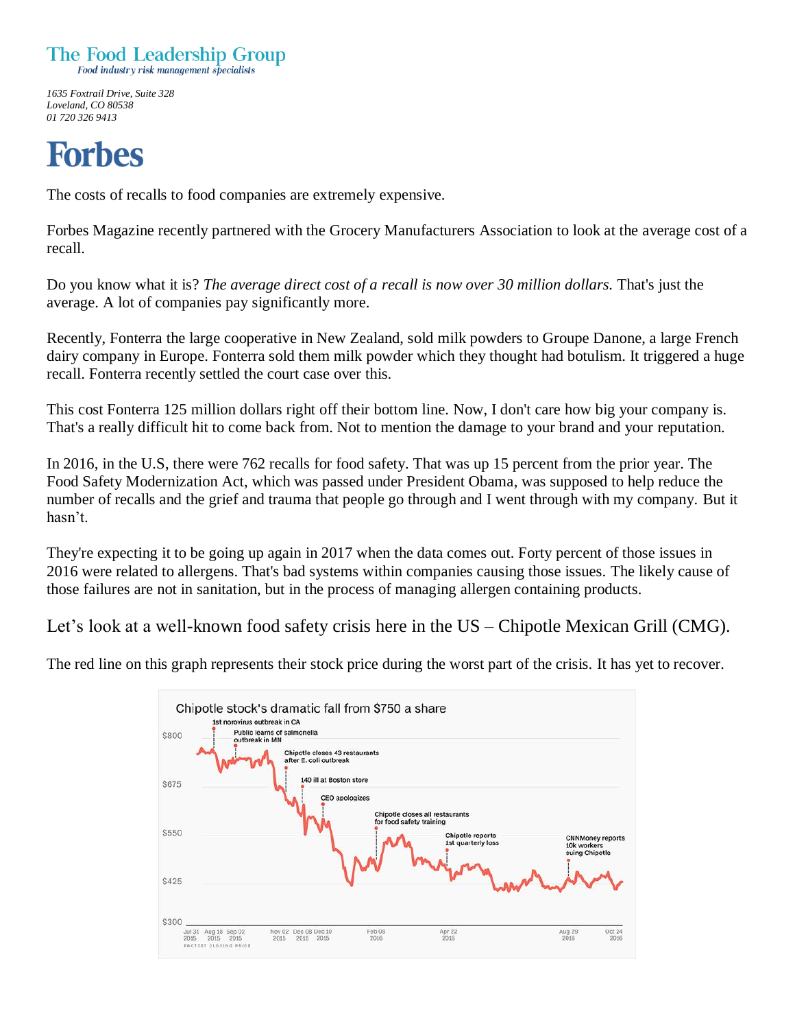# The Food Leadership Group

*Food industry risk management specialists*

*1635 Foxtrail Drive, Suite 328*
*Loveland, CO 80538*
*01 720 326 9413*

# Forbes

The costs of recalls to food companies are extremely expensive.

Forbes Magazine recently partnered with the Grocery Manufacturers Association to look at the average cost of a recall.

Do you know what it is? *The average direct cost of a recall is now over 30 million dollars.* That's just the average. A lot of companies pay significantly more.

Recently, Fonterra the large cooperative in New Zealand, sold milk powders to Groupe Danone, a large French dairy company in Europe. Fonterra sold them milk powder which they thought had botulism. It triggered a huge recall. Fonterra recently settled the court case over this.

This cost Fonterra 125 million dollars right off their bottom line. Now, I don't care how big your company is. That's a really difficult hit to come back from. Not to mention the damage to your brand and your reputation.

In 2016, in the U.S, there were 762 recalls for food safety. That was up 15 percent from the prior year. The Food Safety Modernization Act, which was passed under President Obama, was supposed to help reduce the number of recalls and the grief and trauma that people go through and I went through with my company. But it hasn't.

They're expecting it to be going up again in 2017 when the data comes out. Forty percent of those issues in 2016 were related to allergens. That's bad systems within companies causing those issues. The likely cause of those failures are not in sanitation, but in the process of managing allergen containing products.

Let's look at a well-known food safety crisis here in the US – Chipotle Mexican Grill (CMG).

The red line on this graph represents their stock price during the worst part of the crisis. It has yet to recover.

Chipotle stock's dramatic fall from $750 a share

| Date | Event |
|---|---|
| Aug 18 2015 | 1st norovirus outbreak in CA |
| Sep 02 2015 | Public learns of salmonella outbreak in MN |
| Nov 02 2015 | Chipotle closes 43 restaurants after E. coli outbreak |
| Dec 08 2015 | 140 ill at Boston store |
| Dec 10 2015 | CEO apologizes |
| Feb 08 2016 | Chipotle closes all restaurants for food safety training |
| Apr 22 2016 | Chipotle reports 1st quarterly loss |
| Aug 29 2016 | CNNMoney reports 10k workers suing Chipotle |

FACTSET CLOSING PRICE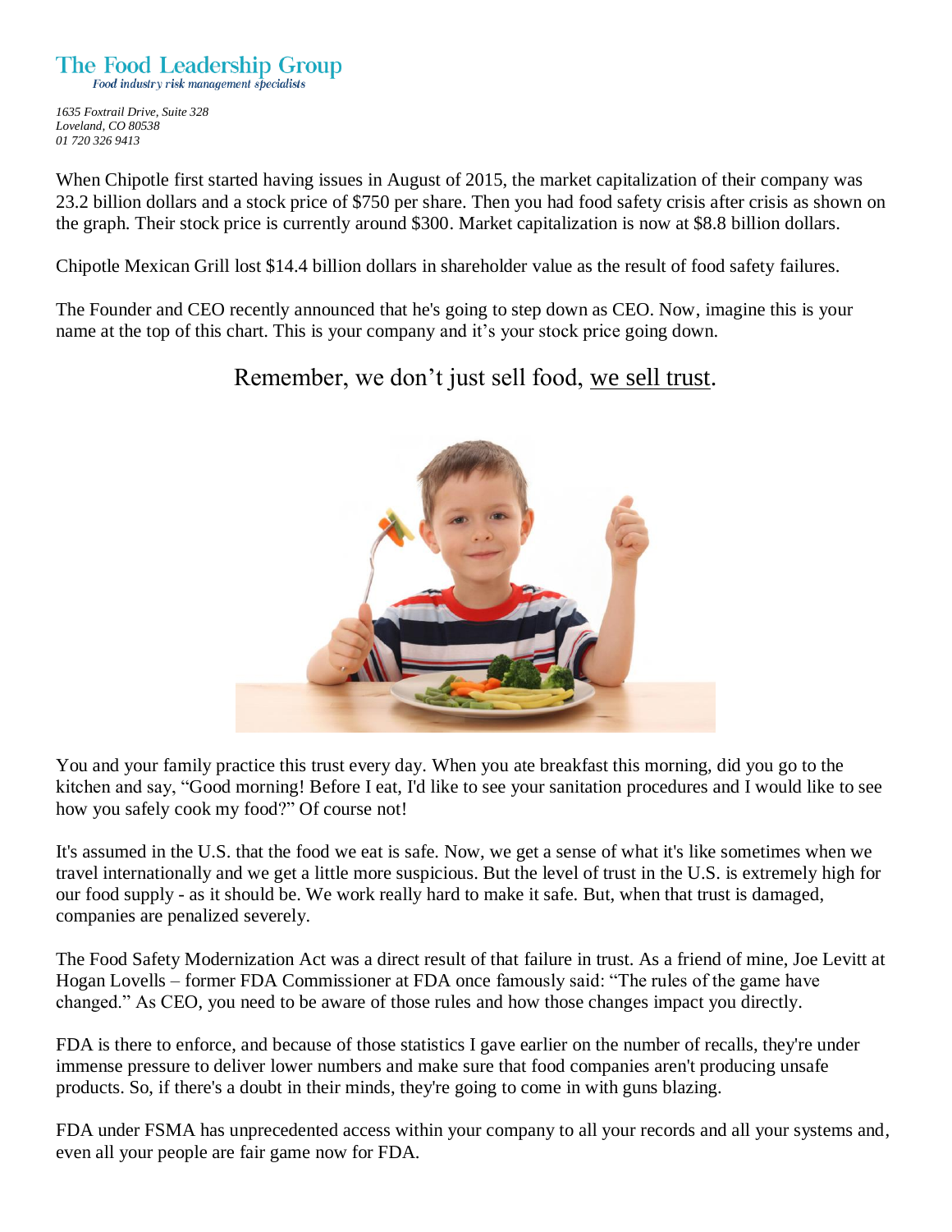# The Food Leadership Group

*Food industry risk management specialists*

*1635 Foxtrail Drive, Suite 328*
*Loveland, CO 80538*
*01 720 326 9413*

When Chipotle first started having issues in August of 2015, the market capitalization of their company was 23.2 billion dollars and a stock price of $750 per share. Then you had food safety crisis after crisis as shown on the graph. Their stock price is currently around $300. Market capitalization is now at $8.8 billion dollars.

Chipotle Mexican Grill lost $14.4 billion dollars in shareholder value as the result of food safety failures.

The Founder and CEO recently announced that he's going to step down as CEO. Now, imagine this is your name at the top of this chart. This is your company and it's your stock price going down.

Remember, we don't just sell food, we sell trust.

You and your family practice this trust every day. When you ate breakfast this morning, did you go to the kitchen and say, "Good morning! Before I eat, I'd like to see your sanitation procedures and I would like to see how you safely cook my food?" Of course not!

It's assumed in the U.S. that the food we eat is safe. Now, we get a sense of what it's like sometimes when we travel internationally and we get a little more suspicious. But the level of trust in the U.S. is extremely high for our food supply - as it should be. We work really hard to make it safe. But, when that trust is damaged, companies are penalized severely.

The Food Safety Modernization Act was a direct result of that failure in trust. As a friend of mine, Joe Levitt at Hogan Lovells – former FDA Commissioner at FDA once famously said: "The rules of the game have changed." As CEO, you need to be aware of those rules and how those changes impact you directly.

FDA is there to enforce, and because of those statistics I gave earlier on the number of recalls, they're under immense pressure to deliver lower numbers and make sure that food companies aren't producing unsafe products. So, if there's a doubt in their minds, they're going to come in with guns blazing.

FDA under FSMA has unprecedented access within your company to all your records and all your systems and, even all your people are fair game now for FDA.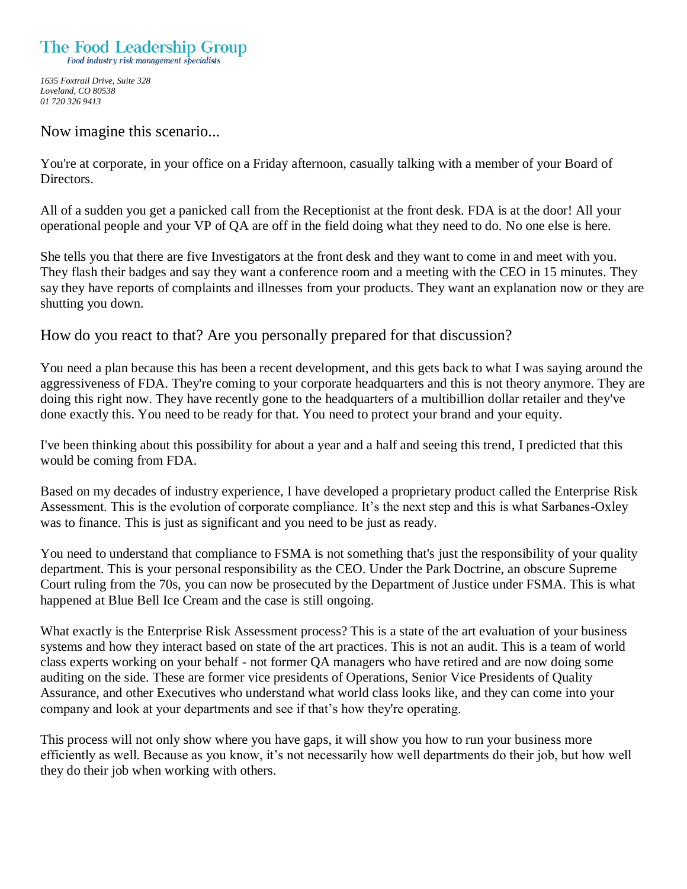# The Food Leadership Group

*Food industry risk management specialists*

*1635 Foxtrail Drive, Suite 328*
*Loveland, CO 80538*
*01 720 326 9413*

## Now imagine this scenario...

You're at corporate, in your office on a Friday afternoon, casually talking with a member of your Board of Directors.

All of a sudden you get a panicked call from the Receptionist at the front desk. FDA is at the door! All your operational people and your VP of QA are off in the field doing what they need to do. No one else is here.

She tells you that there are five Investigators at the front desk and they want to come in and meet with you. They flash their badges and say they want a conference room and a meeting with the CEO in 15 minutes. They say they have reports of complaints and illnesses from your products. They want an explanation now or they are shutting you down.

## How do you react to that? Are you personally prepared for that discussion?

You need a plan because this has been a recent development, and this gets back to what I was saying around the aggressiveness of FDA. They're coming to your corporate headquarters and this is not theory anymore. They are doing this right now. They have recently gone to the headquarters of a multibillion dollar retailer and they've done exactly this. You need to be ready for that. You need to protect your brand and your equity.

I've been thinking about this possibility for about a year and a half and seeing this trend, I predicted that this would be coming from FDA.

Based on my decades of industry experience, I have developed a proprietary product called the Enterprise Risk Assessment. This is the evolution of corporate compliance. It's the next step and this is what Sarbanes-Oxley was to finance. This is just as significant and you need to be just as ready.

You need to understand that compliance to FSMA is not something that's just the responsibility of your quality department. This is your personal responsibility as the CEO. Under the Park Doctrine, an obscure Supreme Court ruling from the 70s, you can now be prosecuted by the Department of Justice under FSMA. This is what happened at Blue Bell Ice Cream and the case is still ongoing.

What exactly is the Enterprise Risk Assessment process? This is a state of the art evaluation of your business systems and how they interact based on state of the art practices. This is not an audit. This is a team of world class experts working on your behalf - not former QA managers who have retired and are now doing some auditing on the side. These are former vice presidents of Operations, Senior Vice Presidents of Quality Assurance, and other Executives who understand what world class looks like, and they can come into your company and look at your departments and see if that's how they're operating.

This process will not only show where you have gaps, it will show you how to run your business more efficiently as well. Because as you know, it's not necessarily how well departments do their job, but how well they do their job when working with others.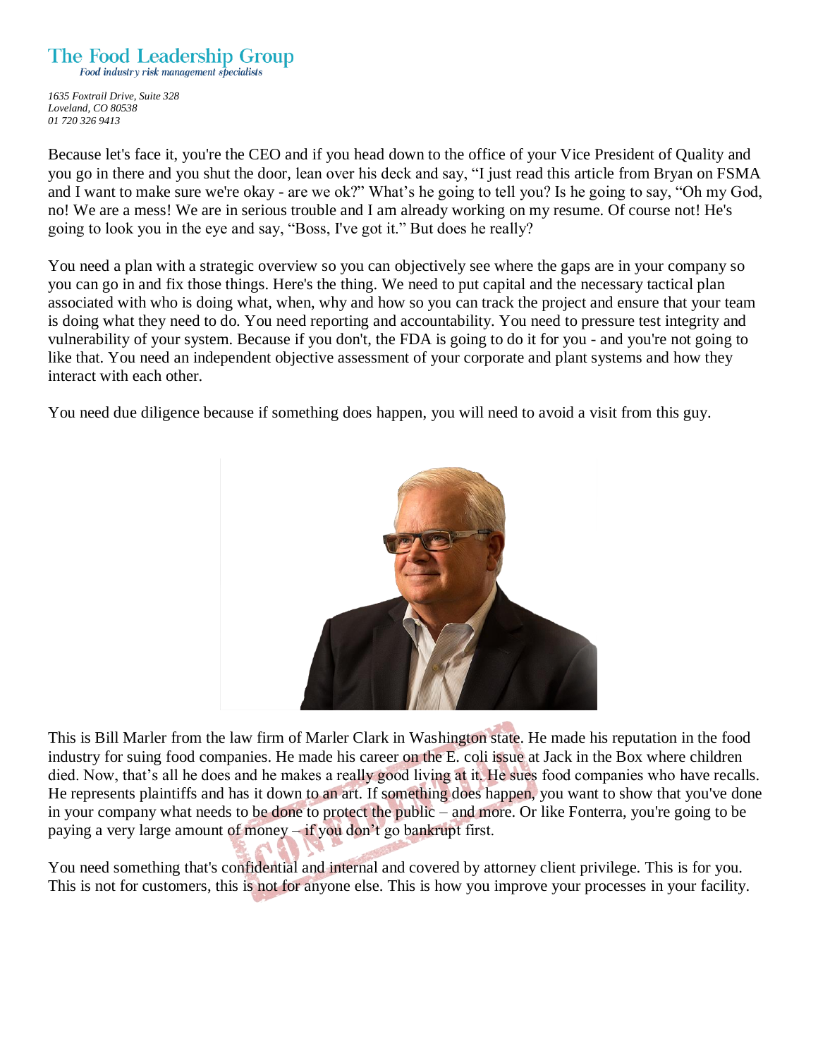# The Food Leadership Group

*Food industry risk management specialists*

*1635 Foxtrail Drive, Suite 328*
*Loveland, CO 80538*
*01 720 326 9413*

Because let's face it, you're the CEO and if you head down to the office of your Vice President of Quality and you go in there and you shut the door, lean over his deck and say, "I just read this article from Bryan on FSMA and I want to make sure we're okay - are we ok?" What's he going to tell you? Is he going to say, "Oh my God, no! We are a mess! We are in serious trouble and I am already working on my resume. Of course not! He's going to look you in the eye and say, "Boss, I've got it." But does he really?

You need a plan with a strategic overview so you can objectively see where the gaps are in your company so you can go in and fix those things. Here's the thing. We need to put capital and the necessary tactical plan associated with who is doing what, when, why and how so you can track the project and ensure that your team is doing what they need to do. You need reporting and accountability. You need to pressure test integrity and vulnerability of your system. Because if you don't, the FDA is going to do it for you - and you're not going to like that. You need an independent objective assessment of your corporate and plant systems and how they interact with each other.

You need due diligence because if something does happen, you will need to avoid a visit from this guy.

This is Bill Marler from the law firm of Marler Clark in Washington state. He made his reputation in the food industry for suing food companies. He made his career on the E. coli issue at Jack in the Box where children died. Now, that's all he does and he makes a really good living at it. He sues food companies who have recalls. He represents plaintiffs and has it down to an art. If something does happen, you want to show that you've done in your company what needs to be done to protect the public – and more. Or like Fonterra, you're going to be paying a very large amount of money – if you don't go bankrupt first.

You need something that's confidential and internal and covered by attorney client privilege. This is for you. This is not for customers, this is not for anyone else. This is how you improve your processes in your facility.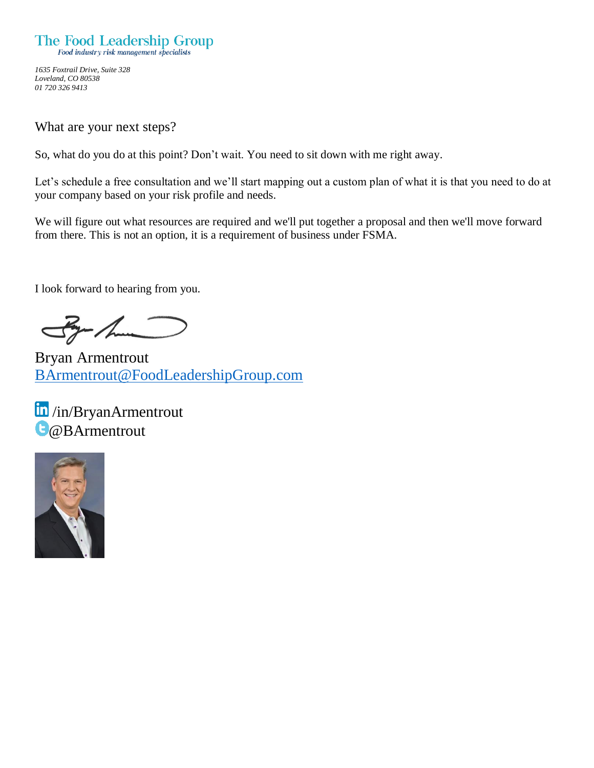The Food Leadership Group
*Food industry risk management specialists*

*1635 Foxtrail Drive, Suite 328*
*Loveland, CO 80538*
*01 720 326 9413*

## What are your next steps?

So, what do you do at this point? Don't wait. You need to sit down with me right away.

Let's schedule a free consultation and we'll start mapping out a custom plan of what it is that you need to do at your company based on your risk profile and needs.

We will figure out what resources are required and we'll put together a proposal and then we'll move forward from there. This is not an option, it is a requirement of business under FSMA.

I look forward to hearing from you.

Bryan Armentrout
BArmentrout@FoodLeadershipGroup.com

/in/BryanArmentrout
@BArmentrout